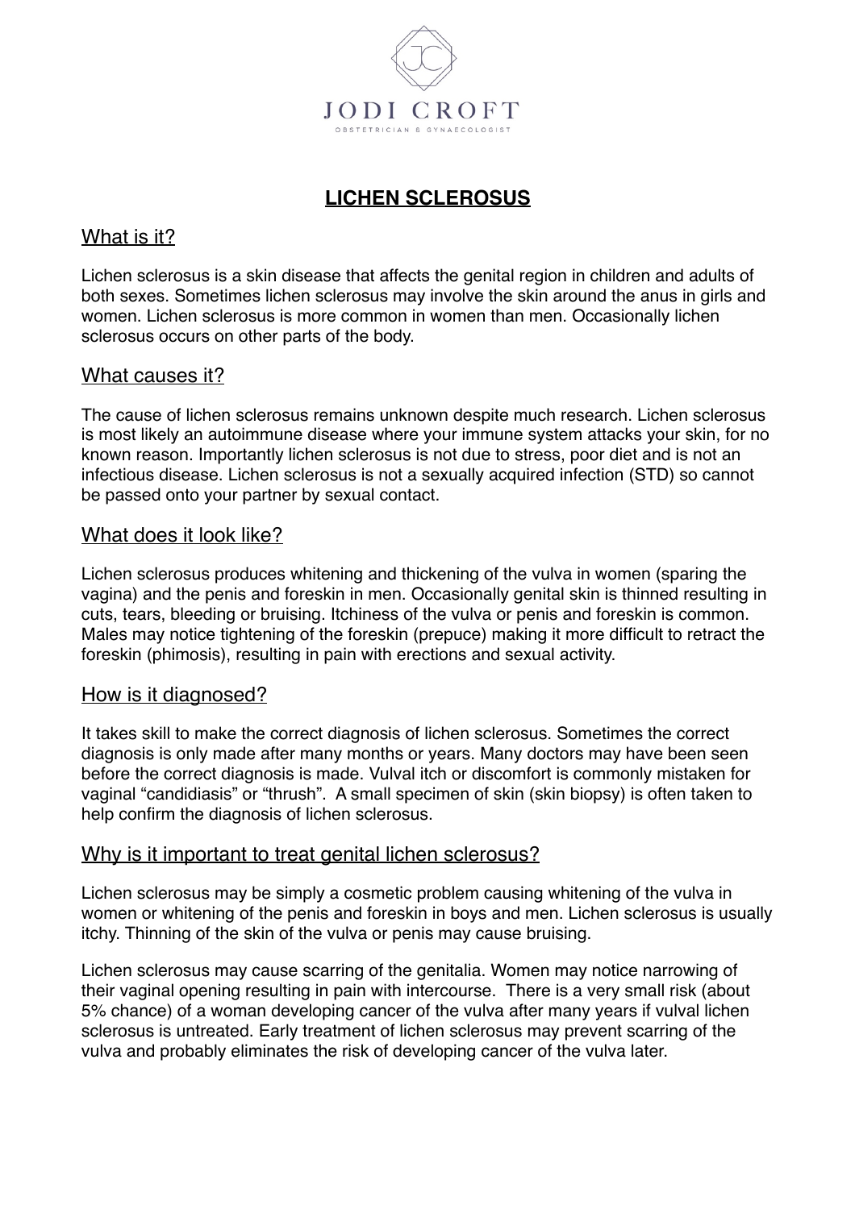JODI CROFT

OBSTETRICIAN & GYNAECOLOGIST

# LICHEN SCLEROSUS

## What is it?

Lichen sclerosus is a skin disease that affects the genital region in children and adults of both sexes. Sometimes lichen sclerosus may involve the skin around the anus in girls and women. Lichen sclerosus is more common in women than men. Occasionally lichen sclerosus occurs on other parts of the body.

## What causes it?

The cause of lichen sclerosus remains unknown despite much research. Lichen sclerosus is most likely an autoimmune disease where your immune system attacks your skin, for no known reason. Importantly lichen sclerosus is not due to stress, poor diet and is not an infectious disease. Lichen sclerosus is not a sexually acquired infection (STD) so cannot be passed onto your partner by sexual contact.

## What does it look like?

Lichen sclerosus produces whitening and thickening of the vulva in women (sparing the vagina) and the penis and foreskin in men. Occasionally genital skin is thinned resulting in cuts, tears, bleeding or bruising. Itchiness of the vulva or penis and foreskin is common. Males may notice tightening of the foreskin (prepuce) making it more difficult to retract the foreskin (phimosis), resulting in pain with erections and sexual activity.

## How is it diagnosed?

It takes skill to make the correct diagnosis of lichen sclerosus. Sometimes the correct diagnosis is only made after many months or years. Many doctors may have been seen before the correct diagnosis is made. Vulval itch or discomfort is commonly mistaken for vaginal "candidiasis" or "thrush". A small specimen of skin (skin biopsy) is often taken to help confirm the diagnosis of lichen sclerosus.

## Why is it important to treat genital lichen sclerosus?

Lichen sclerosus may be simply a cosmetic problem causing whitening of the vulva in women or whitening of the penis and foreskin in boys and men. Lichen sclerosus is usually itchy. Thinning of the skin of the vulva or penis may cause bruising.

Lichen sclerosus may cause scarring of the genitalia. Women may notice narrowing of their vaginal opening resulting in pain with intercourse. There is a very small risk (about 5% chance) of a woman developing cancer of the vulva after many years if vulval lichen sclerosus is untreated. Early treatment of lichen sclerosus may prevent scarring of the vulva and probably eliminates the risk of developing cancer of the vulva later.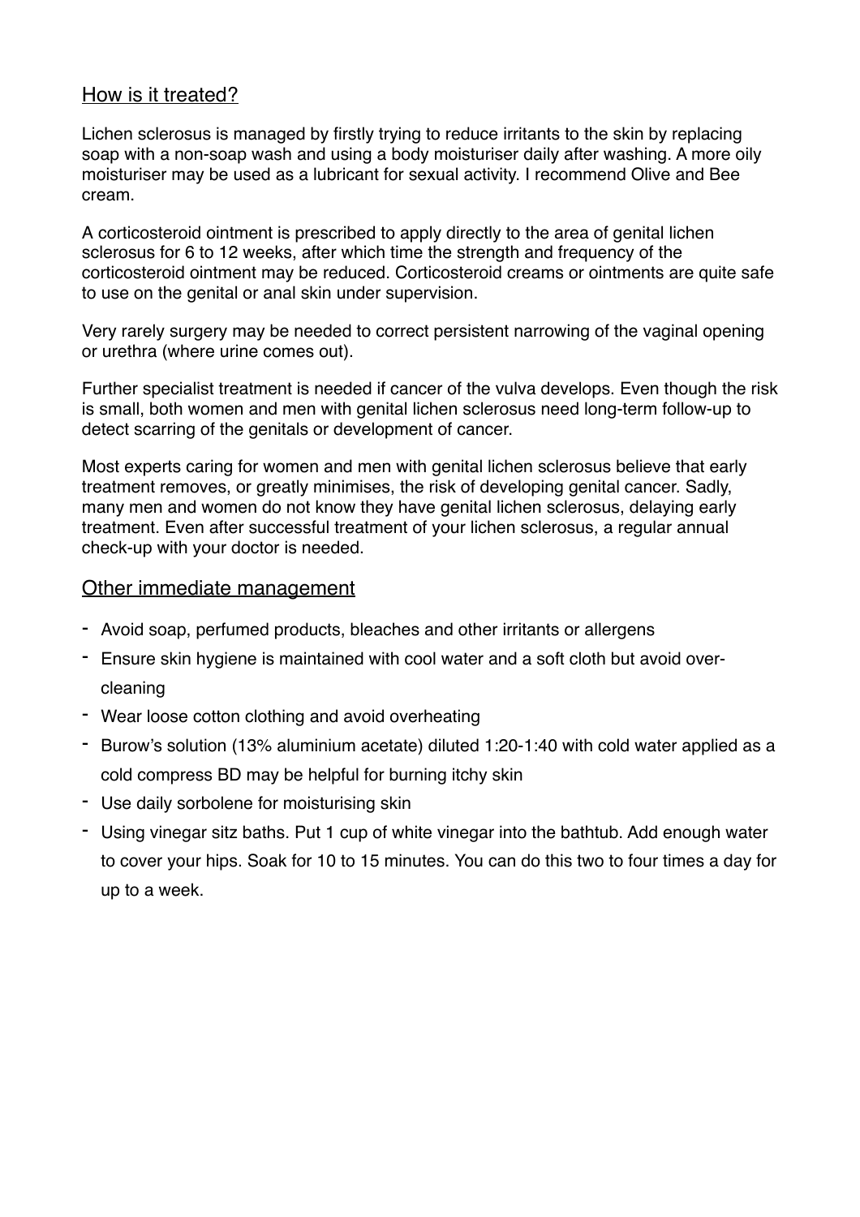## How is it treated?

Lichen sclerosus is managed by firstly trying to reduce irritants to the skin by replacing soap with a non-soap wash and using a body moisturiser daily after washing. A more oily moisturiser may be used as a lubricant for sexual activity. I recommend Olive and Bee cream.

A corticosteroid ointment is prescribed to apply directly to the area of genital lichen sclerosus for 6 to 12 weeks, after which time the strength and frequency of the corticosteroid ointment may be reduced. Corticosteroid creams or ointments are quite safe to use on the genital or anal skin under supervision.

Very rarely surgery may be needed to correct persistent narrowing of the vaginal opening or urethra (where urine comes out).

Further specialist treatment is needed if cancer of the vulva develops. Even though the risk is small, both women and men with genital lichen sclerosus need long-term follow-up to detect scarring of the genitals or development of cancer.

Most experts caring for women and men with genital lichen sclerosus believe that early treatment removes, or greatly minimises, the risk of developing genital cancer. Sadly, many men and women do not know they have genital lichen sclerosus, delaying early treatment. Even after successful treatment of your lichen sclerosus, a regular annual check-up with your doctor is needed.

## Other immediate management

- Avoid soap, perfumed products, bleaches and other irritants or allergens
- Ensure skin hygiene is maintained with cool water and a soft cloth but avoid over-cleaning
- Wear loose cotton clothing and avoid overheating
- Burow's solution (13% aluminium acetate) diluted 1:20-1:40 with cold water applied as a cold compress BD may be helpful for burning itchy skin
- Use daily sorbolene for moisturising skin
- Using vinegar sitz baths. Put 1 cup of white vinegar into the bathtub. Add enough water to cover your hips. Soak for 10 to 15 minutes. You can do this two to four times a day for up to a week.